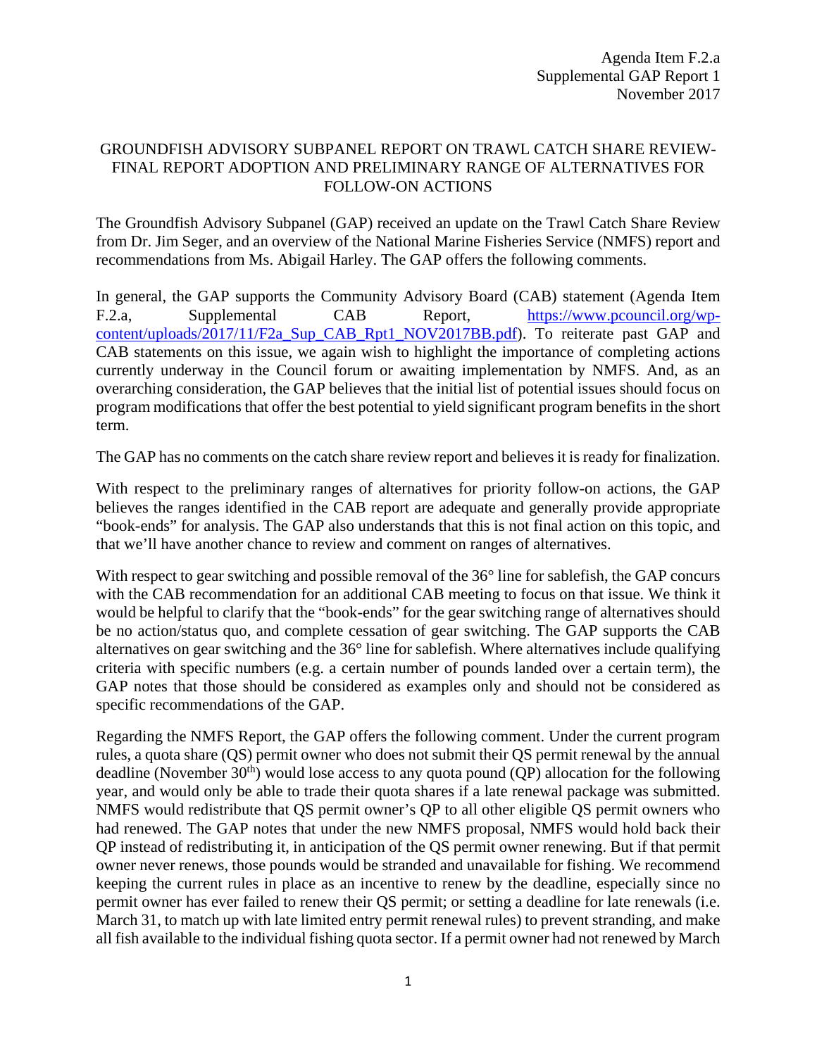Agenda Item F.2.a
Supplemental GAP Report 1
November 2017

# GROUNDFISH ADVISORY SUBPANEL REPORT ON TRAWL CATCH SHARE REVIEW-FINAL REPORT ADOPTION AND PRELIMINARY RANGE OF ALTERNATIVES FOR FOLLOW-ON ACTIONS

The Groundfish Advisory Subpanel (GAP) received an update on the Trawl Catch Share Review from Dr. Jim Seger, and an overview of the National Marine Fisheries Service (NMFS) report and recommendations from Ms. Abigail Harley. The GAP offers the following comments.

In general, the GAP supports the Community Advisory Board (CAB) statement (Agenda Item F.2.a, Supplemental CAB Report, [https://www.pcouncil.org/wp-content/uploads/2017/11/F2a_Sup_CAB_Rpt1_NOV2017BB.pdf](https://www.pcouncil.org/wp-content/uploads/2017/11/F2a_Sup_CAB_Rpt1_NOV2017BB.pdf)). To reiterate past GAP and CAB statements on this issue, we again wish to highlight the importance of completing actions currently underway in the Council forum or awaiting implementation by NMFS. And, as an overarching consideration, the GAP believes that the initial list of potential issues should focus on program modifications that offer the best potential to yield significant program benefits in the short term.

The GAP has no comments on the catch share review report and believes it is ready for finalization.

With respect to the preliminary ranges of alternatives for priority follow-on actions, the GAP believes the ranges identified in the CAB report are adequate and generally provide appropriate "book-ends" for analysis. The GAP also understands that this is not final action on this topic, and that we'll have another chance to review and comment on ranges of alternatives.

With respect to gear switching and possible removal of the 36° line for sablefish, the GAP concurs with the CAB recommendation for an additional CAB meeting to focus on that issue. We think it would be helpful to clarify that the "book-ends" for the gear switching range of alternatives should be no action/status quo, and complete cessation of gear switching. The GAP supports the CAB alternatives on gear switching and the 36° line for sablefish. Where alternatives include qualifying criteria with specific numbers (e.g. a certain number of pounds landed over a certain term), the GAP notes that those should be considered as examples only and should not be considered as specific recommendations of the GAP.

Regarding the NMFS Report, the GAP offers the following comment. Under the current program rules, a quota share (QS) permit owner who does not submit their QS permit renewal by the annual deadline (November 30th) would lose access to any quota pound (QP) allocation for the following year, and would only be able to trade their quota shares if a late renewal package was submitted. NMFS would redistribute that QS permit owner's QP to all other eligible QS permit owners who had renewed. The GAP notes that under the new NMFS proposal, NMFS would hold back their QP instead of redistributing it, in anticipation of the QS permit owner renewing. But if that permit owner never renews, those pounds would be stranded and unavailable for fishing. We recommend keeping the current rules in place as an incentive to renew by the deadline, especially since no permit owner has ever failed to renew their QS permit; or setting a deadline for late renewals (i.e. March 31, to match up with late limited entry permit renewal rules) to prevent stranding, and make all fish available to the individual fishing quota sector. If a permit owner had not renewed by March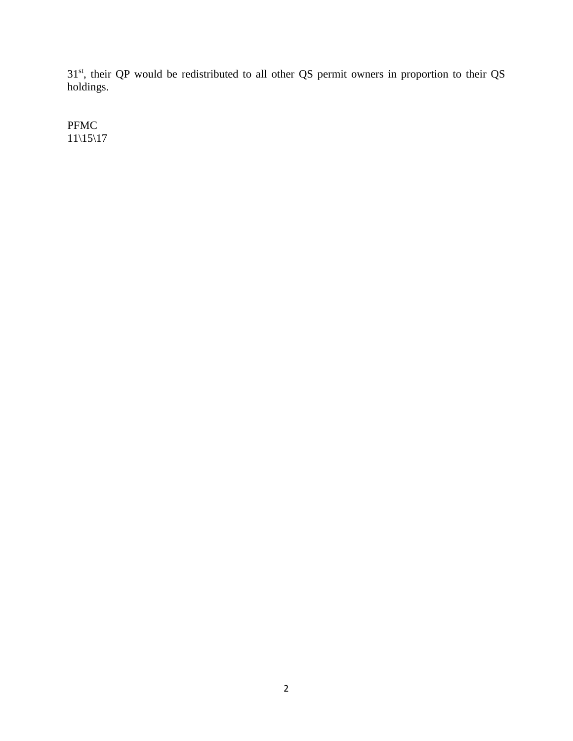31st, their QP would be redistributed to all other QS permit owners in proportion to their QS holdings.

PFMC
11\15\17